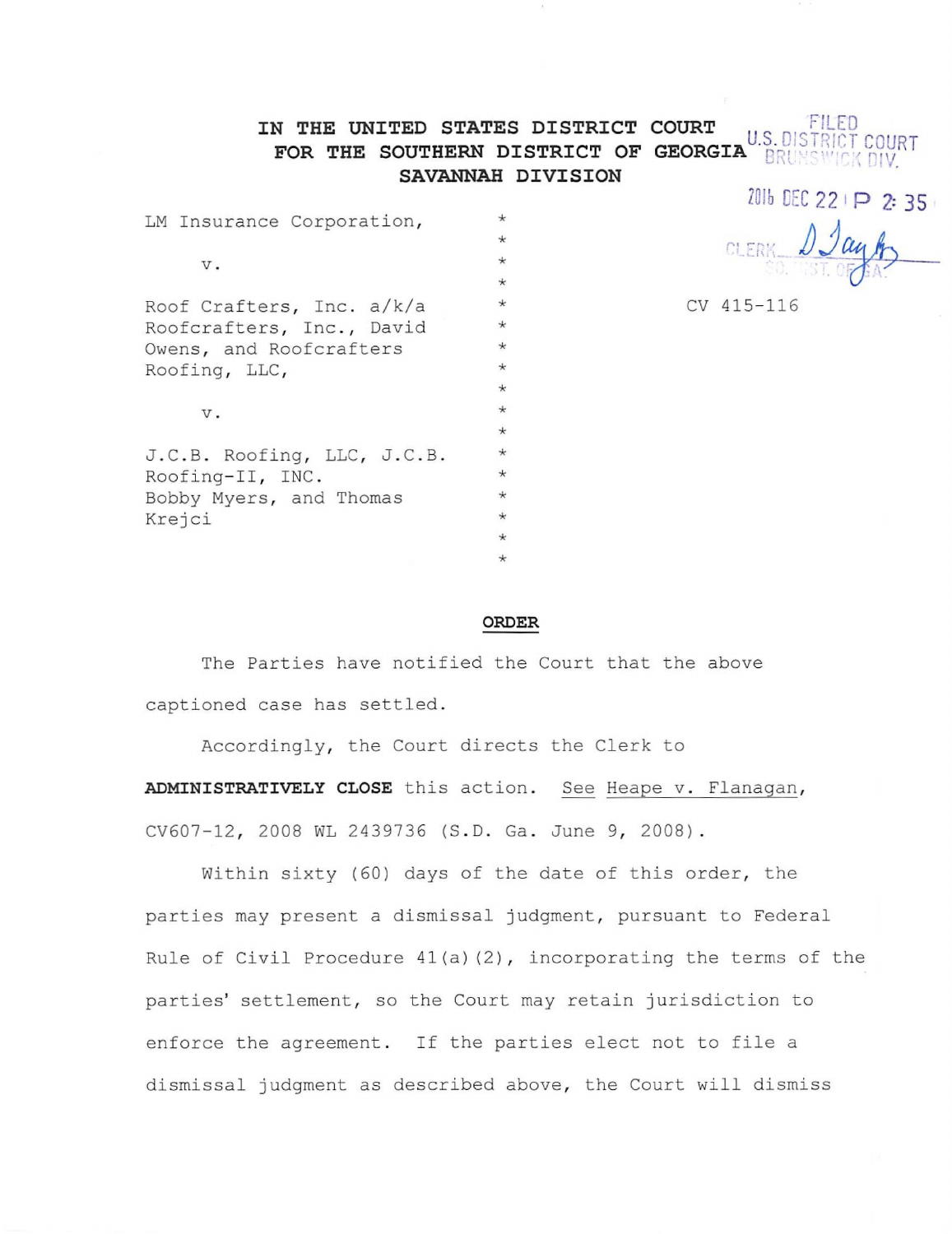IN THE UNITED STATES DISTRICT COURT
FOR THE SOUTHERN DISTRICT OF GEORGIA
SAVANNAH DIVISION

FILED
U.S. DISTRICT COURT
BRUNSWICK DIV.
2016 DEC 22 P 2:35
CLERK
SO. DIST. OF GA.

LM Insurance Corporation,

v.

Roof Crafters, Inc. a/k/a Roofcrafters, Inc., David Owens, and Roofcrafters Roofing, LLC,

v.

J.C.B. Roofing, LLC, J.C.B. Roofing-II, INC. Bobby Myers, and Thomas Krejci

CV 415-116

**ORDER**

The Parties have notified the Court that the above captioned case has settled.

Accordingly, the Court directs the Clerk to **ADMINISTRATIVELY CLOSE** this action. See Heape v. Flanagan, CV607-12, 2008 WL 2439736 (S.D. Ga. June 9, 2008).

Within sixty (60) days of the date of this order, the parties may present a dismissal judgment, pursuant to Federal Rule of Civil Procedure 41(a)(2), incorporating the terms of the parties' settlement, so the Court may retain jurisdiction to enforce the agreement. If the parties elect not to file a dismissal judgment as described above, the Court will dismiss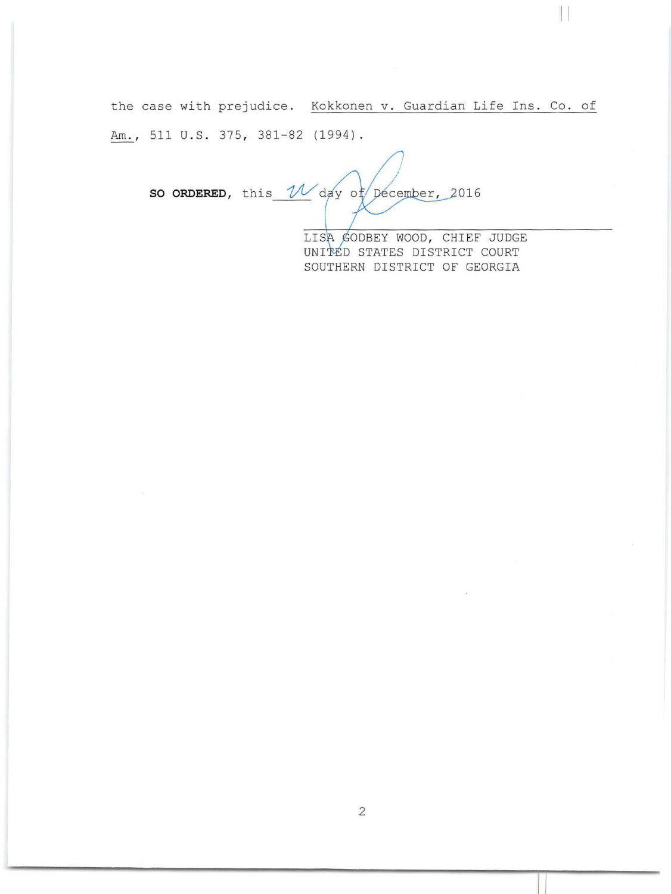the case with prejudice. Kokkonen v. Guardian Life Ins. Co. of Am., 511 U.S. 375, 381-82 (1994).

**SO ORDERED**, this 21 day of December, 2016

LISA GODBEY WOOD, CHIEF JUDGE
UNITED STATES DISTRICT COURT
SOUTHERN DISTRICT OF GEORGIA